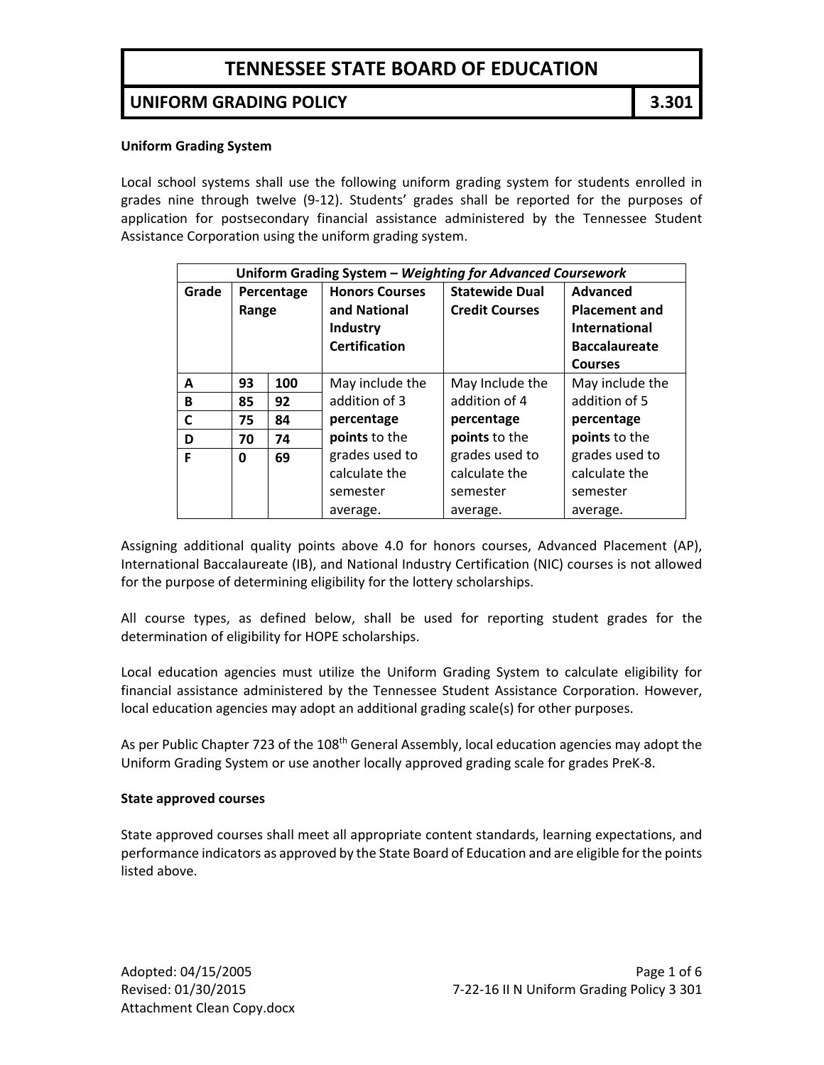# TENNESSEE STATE BOARD OF EDUCATION

## UNIFORM GRADING POLICY 3.301

**Uniform Grading System**

Local school systems shall use the following uniform grading system for students enrolled in grades nine through twelve (9-12). Students' grades shall be reported for the purposes of application for postsecondary financial assistance administered by the Tennessee Student Assistance Corporation using the uniform grading system.

| **Uniform Grading System – *Weighting for Advanced Coursework*** | | | | | |
|---|---|---|---|---|---|
| **Grade** | **Percentage Range** | | **Honors Courses and National Industry Certification** | **Statewide Dual Credit Courses** | **Advanced Placement and International Baccalaureate Courses** |
| **A** | **93** | **100** | May include the addition of 3 **percentage points** to the grades used to calculate the semester average. | May Include the addition of 4 **percentage points** to the grades used to calculate the semester average. | May include the addition of 5 **percentage points** to the grades used to calculate the semester average. |
| **B** | **85** | **92** | | | |
| **C** | **75** | **84** | | | |
| **D** | **70** | **74** | | | |
| **F** | **0** | **69** | | | |

Assigning additional quality points above 4.0 for honors courses, Advanced Placement (AP), International Baccalaureate (IB), and National Industry Certification (NIC) courses is not allowed for the purpose of determining eligibility for the lottery scholarships.

All course types, as defined below, shall be used for reporting student grades for the determination of eligibility for HOPE scholarships.

Local education agencies must utilize the Uniform Grading System to calculate eligibility for financial assistance administered by the Tennessee Student Assistance Corporation. However, local education agencies may adopt an additional grading scale(s) for other purposes.

As per Public Chapter 723 of the 108th General Assembly, local education agencies may adopt the Uniform Grading System or use another locally approved grading scale for grades PreK-8.

**State approved courses**

State approved courses shall meet all appropriate content standards, learning expectations, and performance indicators as approved by the State Board of Education and are eligible for the points listed above.

Adopted: 04/15/2005
Revised: 01/30/2015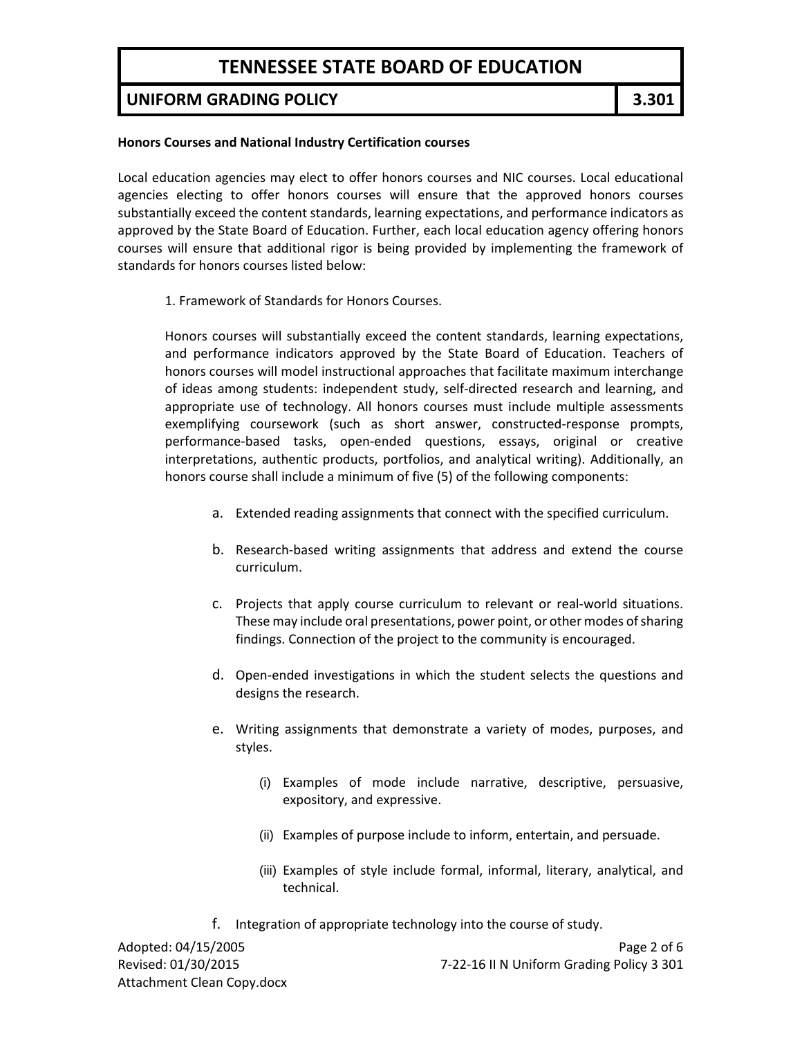**Honors Courses and National Industry Certification courses**

Local education agencies may elect to offer honors courses and NIC courses. Local educational agencies electing to offer honors courses will ensure that the approved honors courses substantially exceed the content standards, learning expectations, and performance indicators as approved by the State Board of Education. Further, each local education agency offering honors courses will ensure that additional rigor is being provided by implementing the framework of standards for honors courses listed below:

1. Framework of Standards for Honors Courses.

Honors courses will substantially exceed the content standards, learning expectations, and performance indicators approved by the State Board of Education. Teachers of honors courses will model instructional approaches that facilitate maximum interchange of ideas among students: independent study, self-directed research and learning, and appropriate use of technology. All honors courses must include multiple assessments exemplifying coursework (such as short answer, constructed-response prompts, performance-based tasks, open-ended questions, essays, original or creative interpretations, authentic products, portfolios, and analytical writing). Additionally, an honors course shall include a minimum of five (5) of the following components:

a. Extended reading assignments that connect with the specified curriculum.

b. Research-based writing assignments that address and extend the course curriculum.

c. Projects that apply course curriculum to relevant or real-world situations. These may include oral presentations, power point, or other modes of sharing findings. Connection of the project to the community is encouraged.

d. Open-ended investigations in which the student selects the questions and designs the research.

e. Writing assignments that demonstrate a variety of modes, purposes, and styles.

   (i) Examples of mode include narrative, descriptive, persuasive, expository, and expressive.

   (ii) Examples of purpose include to inform, entertain, and persuade.

   (iii) Examples of style include formal, informal, literary, analytical, and technical.

f. Integration of appropriate technology into the course of study.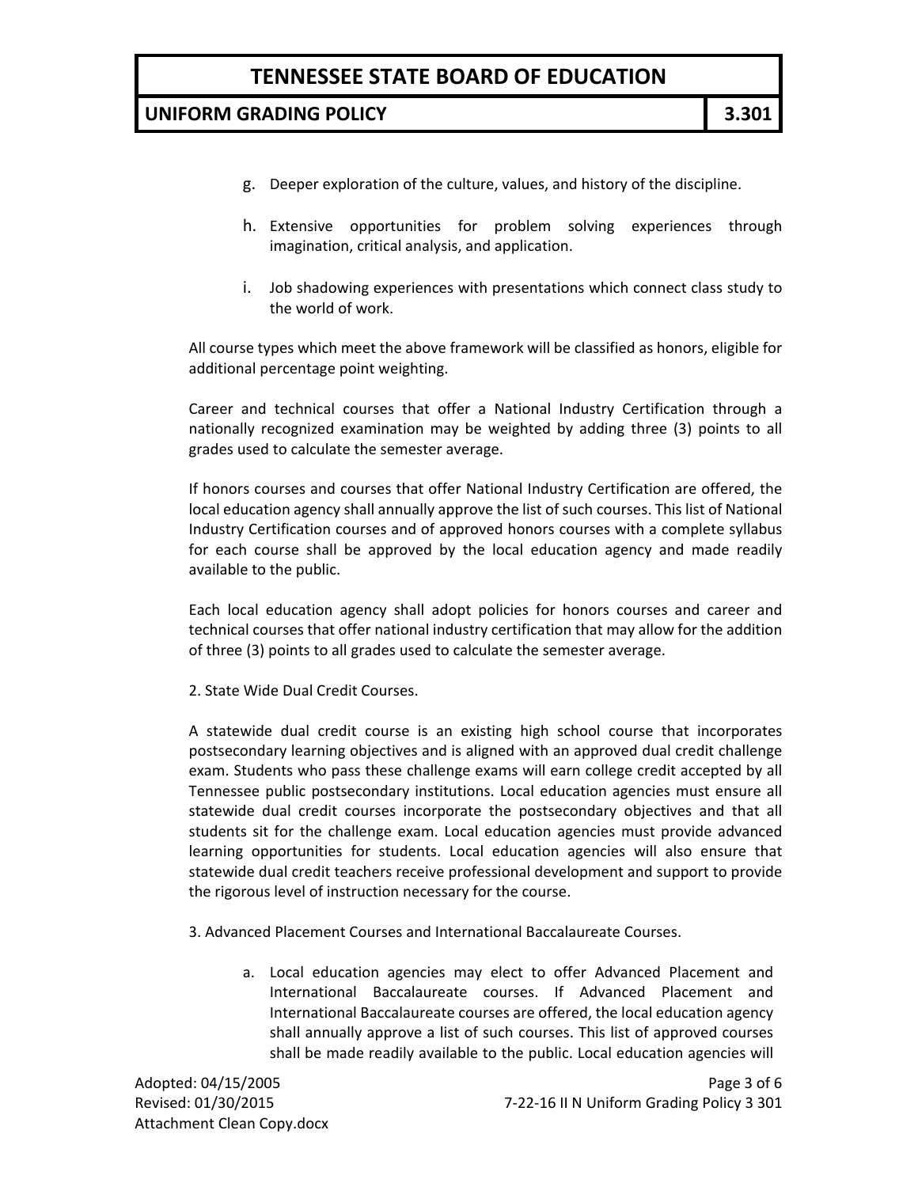g. Deeper exploration of the culture, values, and history of the discipline.

h. Extensive opportunities for problem solving experiences through imagination, critical analysis, and application.

i. Job shadowing experiences with presentations which connect class study to the world of work.

All course types which meet the above framework will be classified as honors, eligible for additional percentage point weighting.

Career and technical courses that offer a National Industry Certification through a nationally recognized examination may be weighted by adding three (3) points to all grades used to calculate the semester average.

If honors courses and courses that offer National Industry Certification are offered, the local education agency shall annually approve the list of such courses. This list of National Industry Certification courses and of approved honors courses with a complete syllabus for each course shall be approved by the local education agency and made readily available to the public.

Each local education agency shall adopt policies for honors courses and career and technical courses that offer national industry certification that may allow for the addition of three (3) points to all grades used to calculate the semester average.

2. State Wide Dual Credit Courses.

A statewide dual credit course is an existing high school course that incorporates postsecondary learning objectives and is aligned with an approved dual credit challenge exam. Students who pass these challenge exams will earn college credit accepted by all Tennessee public postsecondary institutions. Local education agencies must ensure all statewide dual credit courses incorporate the postsecondary objectives and that all students sit for the challenge exam. Local education agencies must provide advanced learning opportunities for students. Local education agencies will also ensure that statewide dual credit teachers receive professional development and support to provide the rigorous level of instruction necessary for the course.

3. Advanced Placement Courses and International Baccalaureate Courses.

a. Local education agencies may elect to offer Advanced Placement and International Baccalaureate courses. If Advanced Placement and International Baccalaureate courses are offered, the local education agency shall annually approve a list of such courses. This list of approved courses shall be made readily available to the public. Local education agencies will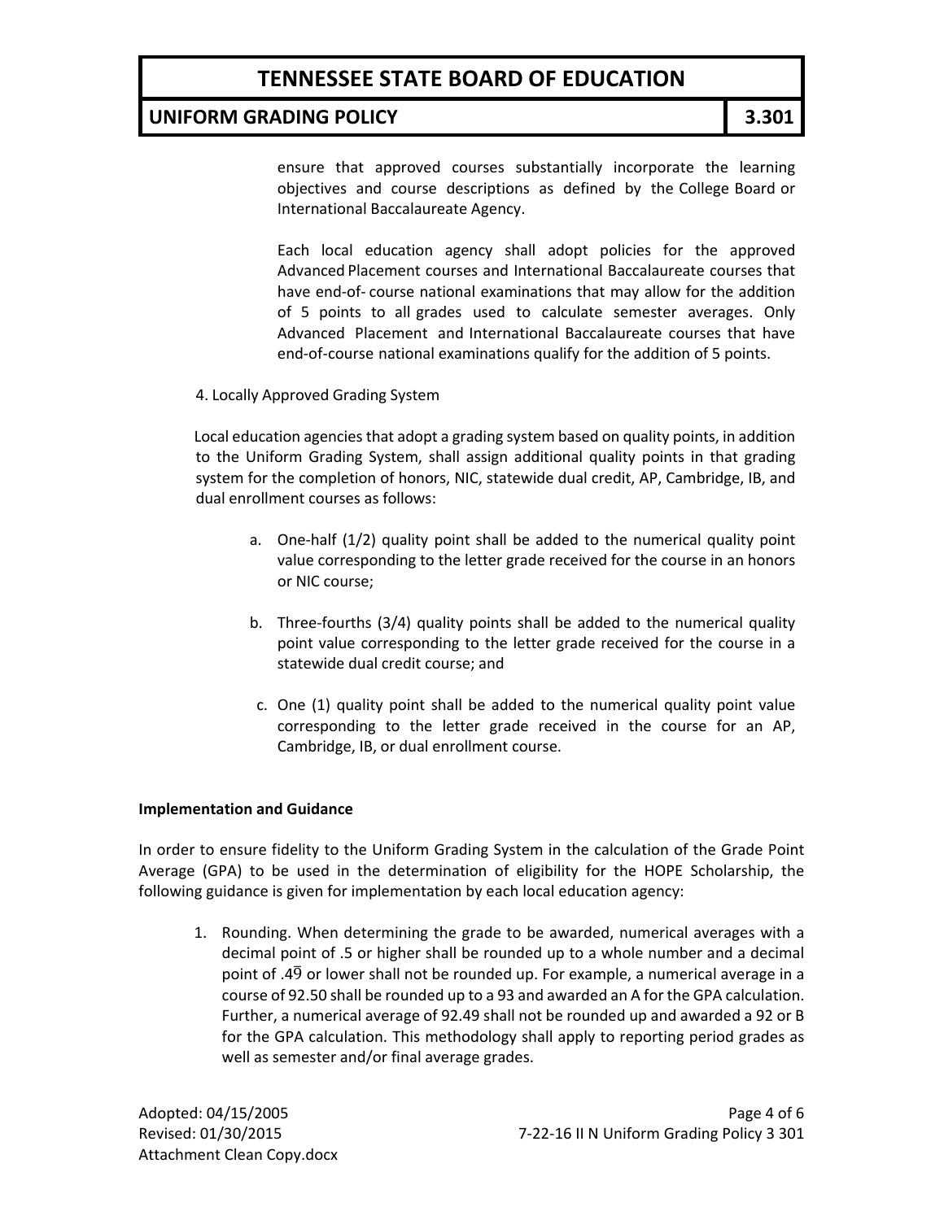ensure that approved courses substantially incorporate the learning objectives and course descriptions as defined by the College Board or International Baccalaureate Agency.

Each local education agency shall adopt policies for the approved Advanced Placement courses and International Baccalaureate courses that have end-of- course national examinations that may allow for the addition of 5 points to all grades used to calculate semester averages. Only Advanced Placement and International Baccalaureate courses that have end-of-course national examinations qualify for the addition of 5 points.

4. Locally Approved Grading System

Local education agencies that adopt a grading system based on quality points, in addition to the Uniform Grading System, shall assign additional quality points in that grading system for the completion of honors, NIC, statewide dual credit, AP, Cambridge, IB, and dual enrollment courses as follows:

a. One-half (1/2) quality point shall be added to the numerical quality point value corresponding to the letter grade received for the course in an honors or NIC course;

b. Three-fourths (3/4) quality points shall be added to the numerical quality point value corresponding to the letter grade received for the course in a statewide dual credit course; and

c. One (1) quality point shall be added to the numerical quality point value corresponding to the letter grade received in the course for an AP, Cambridge, IB, or dual enrollment course.

**Implementation and Guidance**

In order to ensure fidelity to the Uniform Grading System in the calculation of the Grade Point Average (GPA) to be used in the determination of eligibility for the HOPE Scholarship, the following guidance is given for implementation by each local education agency:

1. Rounding. When determining the grade to be awarded, numerical averages with a decimal point of .5 or higher shall be rounded up to a whole number and a decimal point of $.4\overline{9}$ or lower shall not be rounded up. For example, a numerical average in a course of 92.50 shall be rounded up to a 93 and awarded an A for the GPA calculation. Further, a numerical average of 92.49 shall not be rounded up and awarded a 92 or B for the GPA calculation. This methodology shall apply to reporting period grades as well as semester and/or final average grades.

Adopted: 04/15/2005
Revised: 01/30/2015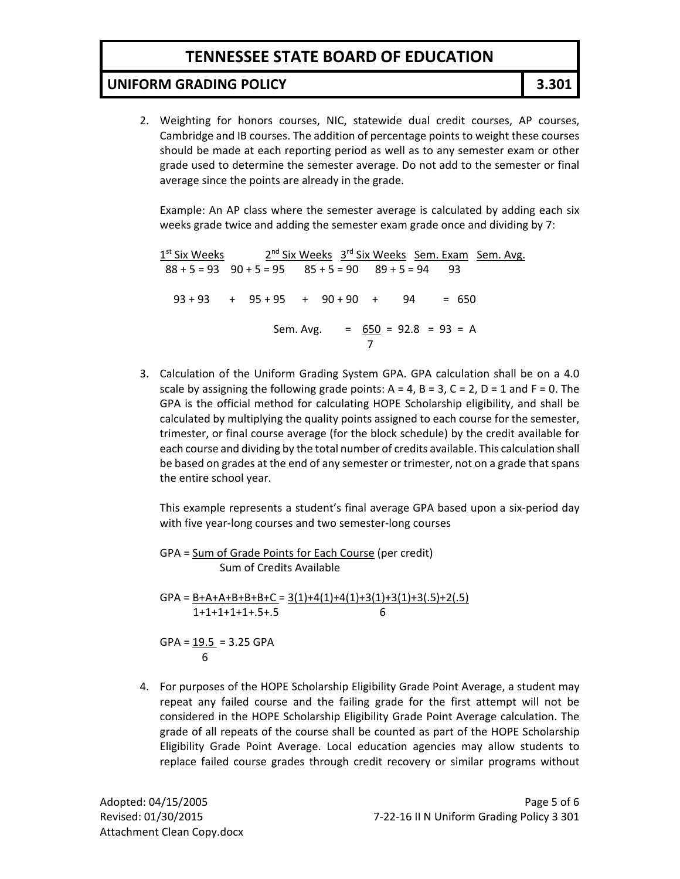2. Weighting for honors courses, NIC, statewide dual credit courses, AP courses, Cambridge and IB courses. The addition of percentage points to weight these courses should be made at each reporting period as well as to any semester exam or other grade used to determine the semester average. Do not add to the semester or final average since the points are already in the grade.

   Example: An AP class where the semester average is calculated by adding each six weeks grade twice and adding the semester exam grade once and dividing by 7:

   | 1st Six Weeks | 2nd Six Weeks | 3rd Six Weeks | Sem. Exam | Sem. Avg. |
   |---|---|---|---|---|
   | 88 + 5 = 93 | 90 + 5 = 95 | 85 + 5 = 90 | 89 + 5 = 94 | 93 |

   $$93 + 93 + 95 + 95 + 90 + 90 + 94 = 650$$

   $$\text{Sem. Avg.} = \frac{650}{7} = 92.8 = 93 = A$$

3. Calculation of the Uniform Grading System GPA. GPA calculation shall be on a 4.0 scale by assigning the following grade points: A = 4, B = 3, C = 2, D = 1 and F = 0. The GPA is the official method for calculating HOPE Scholarship eligibility, and shall be calculated by multiplying the quality points assigned to each course for the semester, trimester, or final course average (for the block schedule) by the credit available for each course and dividing by the total number of credits available. This calculation shall be based on grades at the end of any semester or trimester, not on a grade that spans the entire school year.

   This example represents a student's final average GPA based upon a six-period day with five year-long courses and two semester-long courses

   $$\text{GPA} = \frac{\text{Sum of Grade Points for Each Course}}{\text{Sum of Credits Available}} \text{ (per credit)}$$

   $$\text{GPA} = \frac{B+A+A+B+B+B+C}{1+1+1+1+1+.5+.5} = \frac{3(1)+4(1)+4(1)+3(1)+3(1)+3(.5)+2(.5)}{6}$$

   $$\text{GPA} = \frac{19.5}{6} = 3.25 \text{ GPA}$$

4. For purposes of the HOPE Scholarship Eligibility Grade Point Average, a student may repeat any failed course and the failing grade for the first attempt will not be considered in the HOPE Scholarship Eligibility Grade Point Average calculation. The grade of all repeats of the course shall be counted as part of the HOPE Scholarship Eligibility Grade Point Average. Local education agencies may allow students to replace failed course grades through credit recovery or similar programs without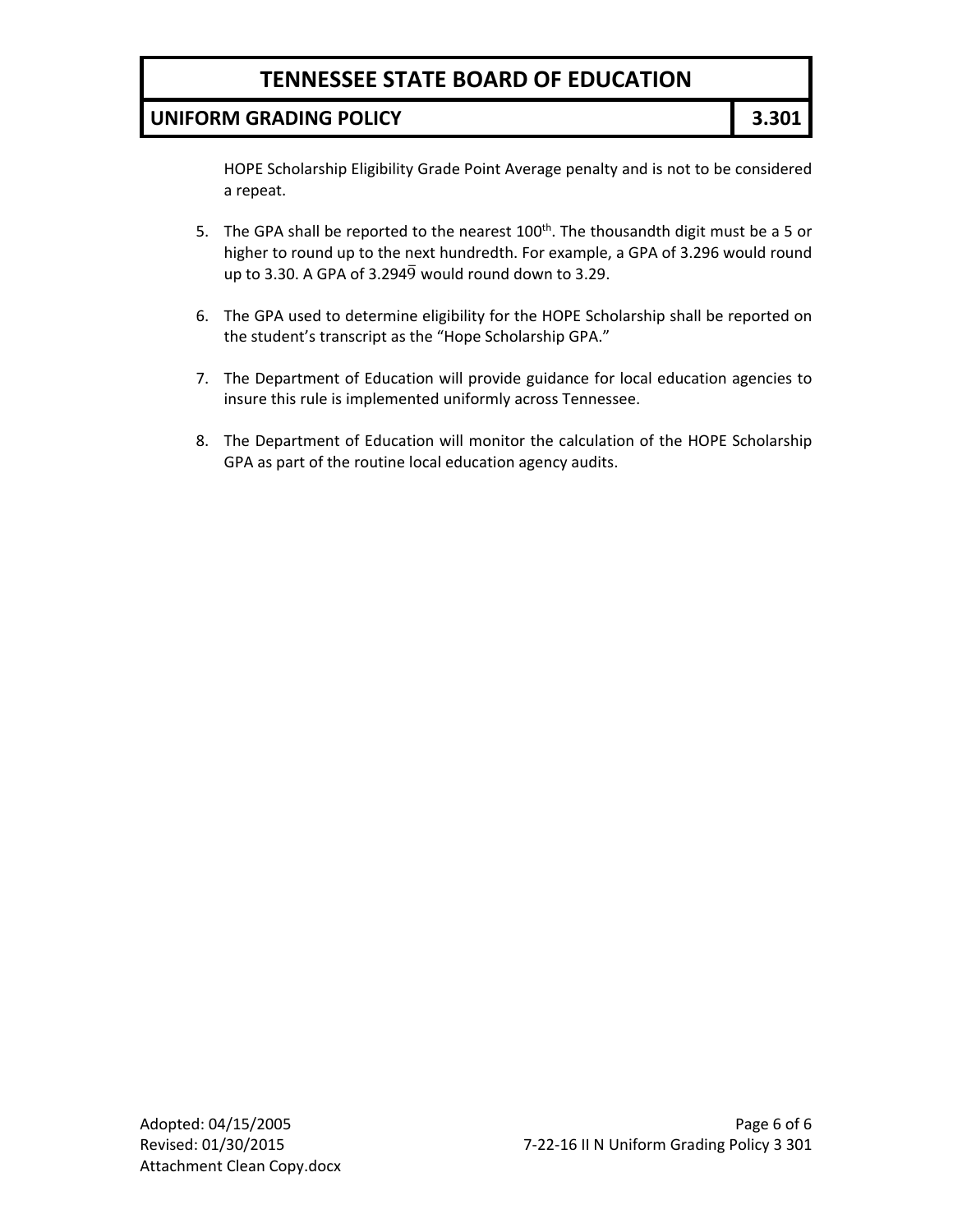HOPE Scholarship Eligibility Grade Point Average penalty and is not to be considered a repeat.

5. The GPA shall be reported to the nearest $100^{th}$. The thousandth digit must be a 5 or higher to round up to the next hundredth. For example, a GPA of 3.296 would round up to 3.30. A GPA of $3.294\overline{9}$ would round down to 3.29.

6. The GPA used to determine eligibility for the HOPE Scholarship shall be reported on the student's transcript as the "Hope Scholarship GPA."

7. The Department of Education will provide guidance for local education agencies to insure this rule is implemented uniformly across Tennessee.

8. The Department of Education will monitor the calculation of the HOPE Scholarship GPA as part of the routine local education agency audits.